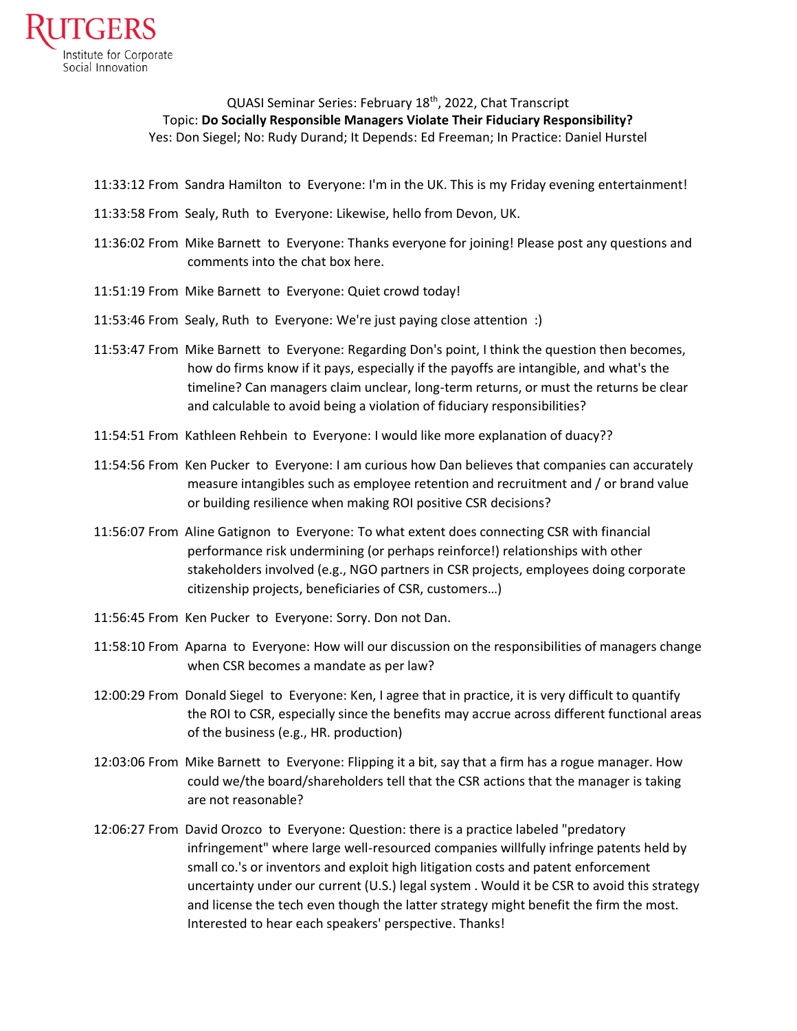Rutgers Institute for Corporate Social Innovation

QUASI Seminar Series: February 18th, 2022, Chat Transcript
Topic: **Do Socially Responsible Managers Violate Their Fiduciary Responsibility?**
Yes: Don Siegel; No: Rudy Durand; It Depends: Ed Freeman; In Practice: Daniel Hurstel

11:33:12 From Sandra Hamilton to Everyone: I'm in the UK. This is my Friday evening entertainment!

11:33:58 From Sealy, Ruth to Everyone: Likewise, hello from Devon, UK.

11:36:02 From Mike Barnett to Everyone: Thanks everyone for joining! Please post any questions and comments into the chat box here.

11:51:19 From Mike Barnett to Everyone: Quiet crowd today!

11:53:46 From Sealy, Ruth to Everyone: We're just paying close attention :)

11:53:47 From Mike Barnett to Everyone: Regarding Don's point, I think the question then becomes, how do firms know if it pays, especially if the payoffs are intangible, and what's the timeline? Can managers claim unclear, long-term returns, or must the returns be clear and calculable to avoid being a violation of fiduciary responsibilities?

11:54:51 From Kathleen Rehbein to Everyone: I would like more explanation of duacy??

11:54:56 From Ken Pucker to Everyone: I am curious how Dan believes that companies can accurately measure intangibles such as employee retention and recruitment and / or brand value or building resilience when making ROI positive CSR decisions?

11:56:07 From Aline Gatignon to Everyone: To what extent does connecting CSR with financial performance risk undermining (or perhaps reinforce!) relationships with other stakeholders involved (e.g., NGO partners in CSR projects, employees doing corporate citizenship projects, beneficiaries of CSR, customers…)

11:56:45 From Ken Pucker to Everyone: Sorry. Don not Dan.

11:58:10 From Aparna to Everyone: How will our discussion on the responsibilities of managers change when CSR becomes a mandate as per law?

12:00:29 From Donald Siegel to Everyone: Ken, I agree that in practice, it is very difficult to quantify the ROI to CSR, especially since the benefits may accrue across different functional areas of the business (e.g., HR. production)

12:03:06 From Mike Barnett to Everyone: Flipping it a bit, say that a firm has a rogue manager. How could we/the board/shareholders tell that the CSR actions that the manager is taking are not reasonable?

12:06:27 From David Orozco to Everyone: Question: there is a practice labeled "predatory infringement" where large well-resourced companies willfully infringe patents held by small co.'s or inventors and exploit high litigation costs and patent enforcement uncertainty under our current (U.S.) legal system . Would it be CSR to avoid this strategy and license the tech even though the latter strategy might benefit the firm the most. Interested to hear each speakers' perspective. Thanks!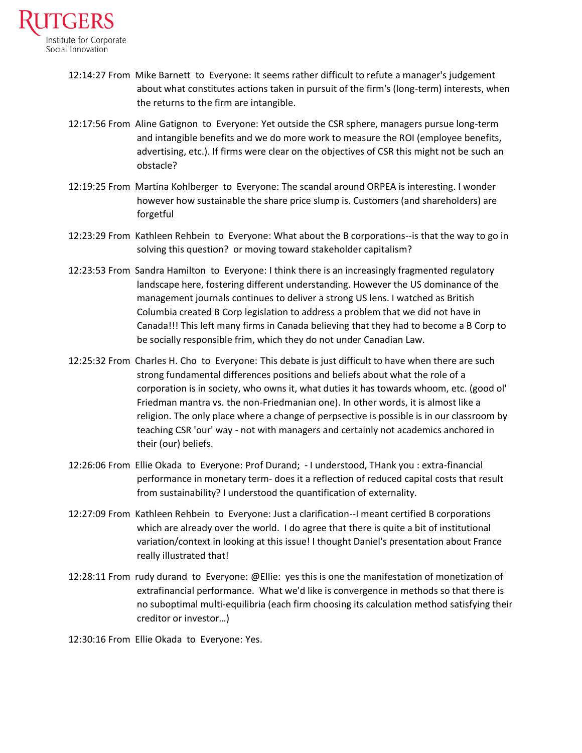12:14:27 From Mike Barnett to Everyone: It seems rather difficult to refute a manager's judgement about what constitutes actions taken in pursuit of the firm's (long-term) interests, when the returns to the firm are intangible.

12:17:56 From Aline Gatignon to Everyone: Yet outside the CSR sphere, managers pursue long-term and intangible benefits and we do more work to measure the ROI (employee benefits, advertising, etc.). If firms were clear on the objectives of CSR this might not be such an obstacle?

12:19:25 From Martina Kohlberger to Everyone: The scandal around ORPEA is interesting. I wonder however how sustainable the share price slump is. Customers (and shareholders) are forgetful

12:23:29 From Kathleen Rehbein to Everyone: What about the B corporations--is that the way to go in solving this question? or moving toward stakeholder capitalism?

12:23:53 From Sandra Hamilton to Everyone: I think there is an increasingly fragmented regulatory landscape here, fostering different understanding. However the US dominance of the management journals continues to deliver a strong US lens. I watched as British Columbia created B Corp legislation to address a problem that we did not have in Canada!!! This left many firms in Canada believing that they had to become a B Corp to be socially responsible frim, which they do not under Canadian Law.

12:25:32 From Charles H. Cho to Everyone: This debate is just difficult to have when there are such strong fundamental differences positions and beliefs about what the role of a corporation is in society, who owns it, what duties it has towards whoom, etc. (good ol' Friedman mantra vs. the non-Friedmanian one). In other words, it is almost like a religion. The only place where a change of perpspective is possible is in our classroom by teaching CSR 'our' way - not with managers and certainly not academics anchored in their (our) beliefs.

12:26:06 From Ellie Okada to Everyone: Prof Durand; - I understood, THank you : extra-financial performance in monetary term- does it a reflection of reduced capital costs that result from sustainability? I understood the quantification of externality.

12:27:09 From Kathleen Rehbein to Everyone: Just a clarification--I meant certified B corporations which are already over the world. I do agree that there is quite a bit of institutional variation/context in looking at this issue! I thought Daniel's presentation about France really illustrated that!

12:28:11 From rudy durand to Everyone: @Ellie: yes this is one the manifestation of monetization of extrafinancial performance. What we'd like is convergence in methods so that there is no suboptimal multi-equilibria (each firm choosing its calculation method satisfying their creditor or investor…)

12:30:16 From Ellie Okada to Everyone: Yes.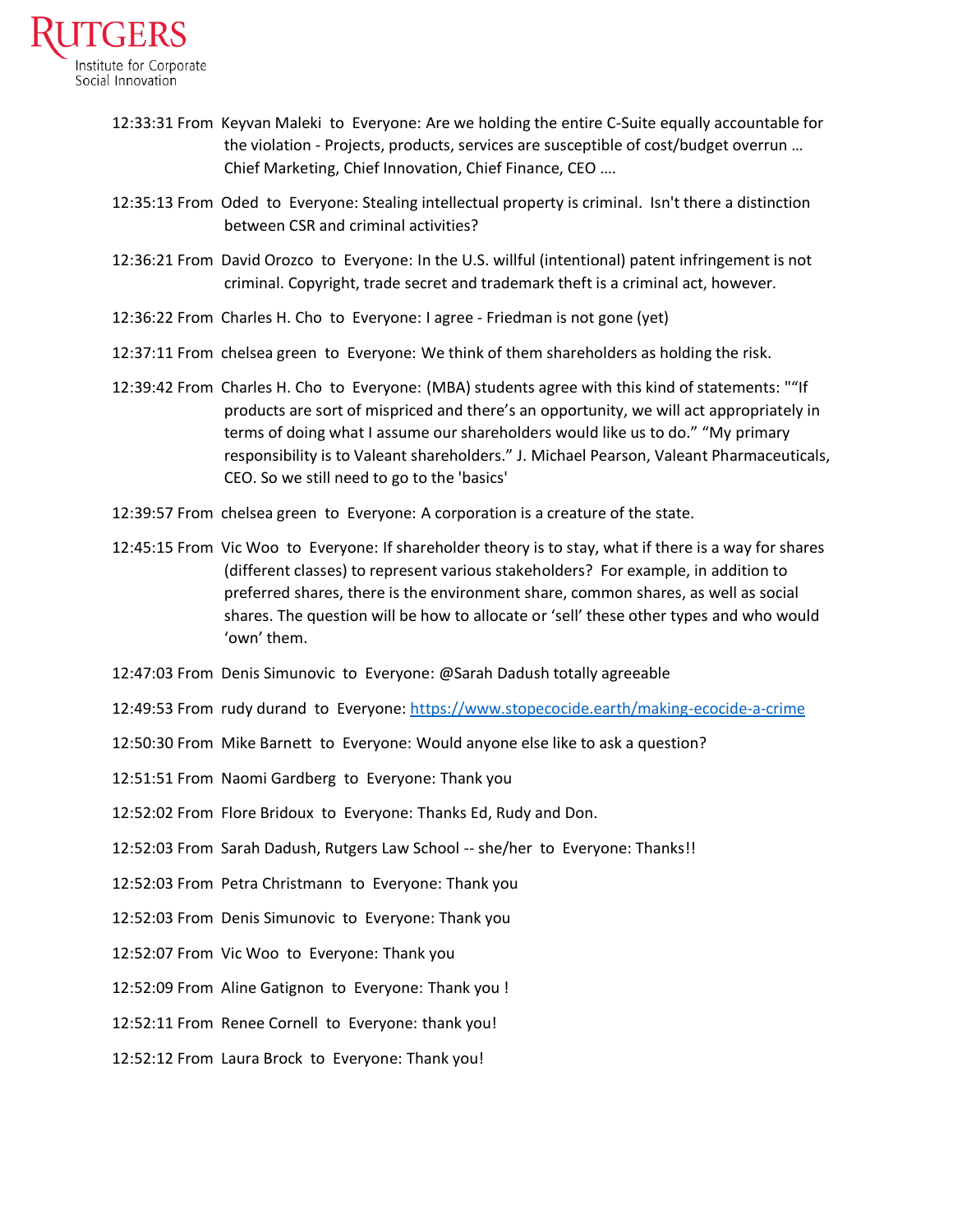12:33:31 From Keyvan Maleki to Everyone: Are we holding the entire C-Suite equally accountable for the violation - Projects, products, services are susceptible of cost/budget overrun … Chief Marketing, Chief Innovation, Chief Finance, CEO ….

12:35:13 From Oded to Everyone: Stealing intellectual property is criminal. Isn't there a distinction between CSR and criminal activities?

12:36:21 From David Orozco to Everyone: In the U.S. willful (intentional) patent infringement is not criminal. Copyright, trade secret and trademark theft is a criminal act, however.

12:36:22 From Charles H. Cho to Everyone: I agree - Friedman is not gone (yet)

12:37:11 From chelsea green to Everyone: We think of them shareholders as holding the risk.

12:39:42 From Charles H. Cho to Everyone: (MBA) students agree with this kind of statements: "“If products are sort of mispriced and there’s an opportunity, we will act appropriately in terms of doing what I assume our shareholders would like us to do.” “My primary responsibility is to Valeant shareholders.” J. Michael Pearson, Valeant Pharmaceuticals, CEO. So we still need to go to the 'basics'

12:39:57 From chelsea green to Everyone: A corporation is a creature of the state.

12:45:15 From Vic Woo to Everyone: If shareholder theory is to stay, what if there is a way for shares (different classes) to represent various stakeholders? For example, in addition to preferred shares, there is the environment share, common shares, as well as social shares. The question will be how to allocate or ‘sell’ these other types and who would ‘own’ them.

12:47:03 From Denis Simunovic to Everyone: @Sarah Dadush totally agreeable

12:49:53 From rudy durand to Everyone: https://www.stopecocide.earth/making-ecocide-a-crime

12:50:30 From Mike Barnett to Everyone: Would anyone else like to ask a question?

12:51:51 From Naomi Gardberg to Everyone: Thank you

12:52:02 From Flore Bridoux to Everyone: Thanks Ed, Rudy and Don.

12:52:03 From Sarah Dadush, Rutgers Law School -- she/her to Everyone: Thanks!!

12:52:03 From Petra Christmann to Everyone: Thank you

12:52:03 From Denis Simunovic to Everyone: Thank you

12:52:07 From Vic Woo to Everyone: Thank you

12:52:09 From Aline Gatignon to Everyone: Thank you !

12:52:11 From Renee Cornell to Everyone: thank you!

12:52:12 From Laura Brock to Everyone: Thank you!